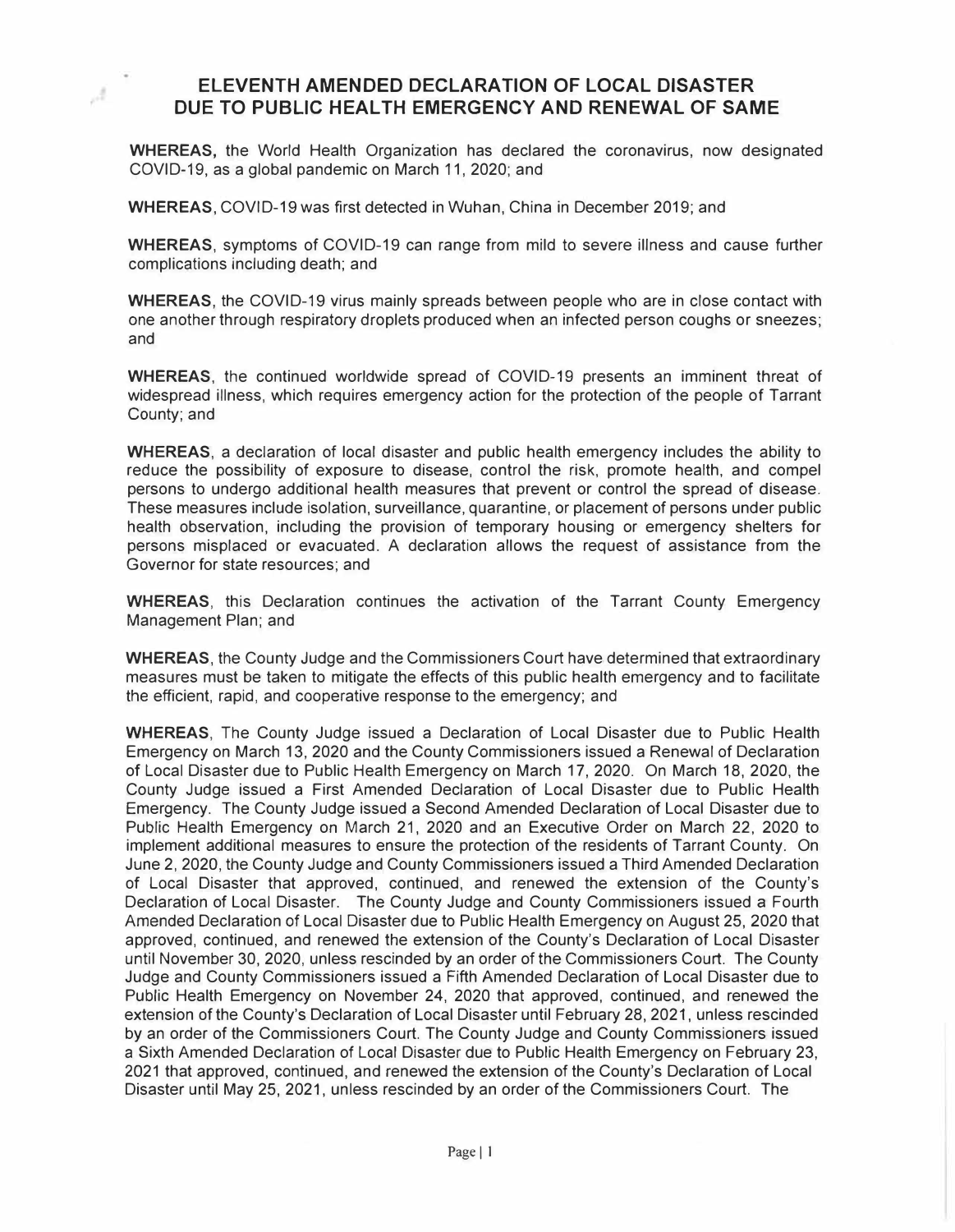# ELEVENTH AMENDED DECLARATION OF LOCAL DISASTER DUE TO PUBLIC HEALTH EMERGENCY AND RENEWAL OF SAME

**WHEREAS,** the World Health Organization has declared the coronavirus, now designated COVID-19, as a global pandemic on March 11, 2020; and

**WHEREAS**, COVID-19 was first detected in Wuhan, China in December 2019; and

**WHEREAS**, symptoms of COVID-19 can range from mild to severe illness and cause further complications including death; and

**WHEREAS**, the COVID-19 virus mainly spreads between people who are in close contact with one another through respiratory droplets produced when an infected person coughs or sneezes; and

**WHEREAS**, the continued worldwide spread of COVID-19 presents an imminent threat of widespread illness, which requires emergency action for the protection of the people of Tarrant County; and

**WHEREAS**, a declaration of local disaster and public health emergency includes the ability to reduce the possibility of exposure to disease, control the risk, promote health, and compel persons to undergo additional health measures that prevent or control the spread of disease. These measures include isolation, surveillance, quarantine, or placement of persons under public health observation, including the provision of temporary housing or emergency shelters for persons misplaced or evacuated. A declaration allows the request of assistance from the Governor for state resources; and

**WHEREAS**, this Declaration continues the activation of the Tarrant County Emergency Management Plan; and

**WHEREAS**, the County Judge and the Commissioners Court have determined that extraordinary measures must be taken to mitigate the effects of this public health emergency and to facilitate the efficient, rapid, and cooperative response to the emergency; and

**WHEREAS**, The County Judge issued a Declaration of Local Disaster due to Public Health Emergency on March 13, 2020 and the County Commissioners issued a Renewal of Declaration of Local Disaster due to Public Health Emergency on March 17, 2020. On March 18, 2020, the County Judge issued a First Amended Declaration of Local Disaster due to Public Health Emergency. The County Judge issued a Second Amended Declaration of Local Disaster due to Public Health Emergency on March 21, 2020 and an Executive Order on March 22, 2020 to implement additional measures to ensure the protection of the residents of Tarrant County. On June 2, 2020, the County Judge and County Commissioners issued a Third Amended Declaration of Local Disaster that approved, continued, and renewed the extension of the County's Declaration of Local Disaster. The County Judge and County Commissioners issued a Fourth Amended Declaration of Local Disaster due to Public Health Emergency on August 25, 2020 that approved, continued, and renewed the extension of the County's Declaration of Local Disaster until November 30, 2020, unless rescinded by an order of the Commissioners Court. The County Judge and County Commissioners issued a Fifth Amended Declaration of Local Disaster due to Public Health Emergency on November 24, 2020 that approved, continued, and renewed the extension of the County's Declaration of Local Disaster until February 28, 2021, unless rescinded by an order of the Commissioners Court. The County Judge and County Commissioners issued a Sixth Amended Declaration of Local Disaster due to Public Health Emergency on February 23, 2021 that approved, continued, and renewed the extension of the County's Declaration of Local Disaster until May 25, 2021, unless rescinded by an order of the Commissioners Court. The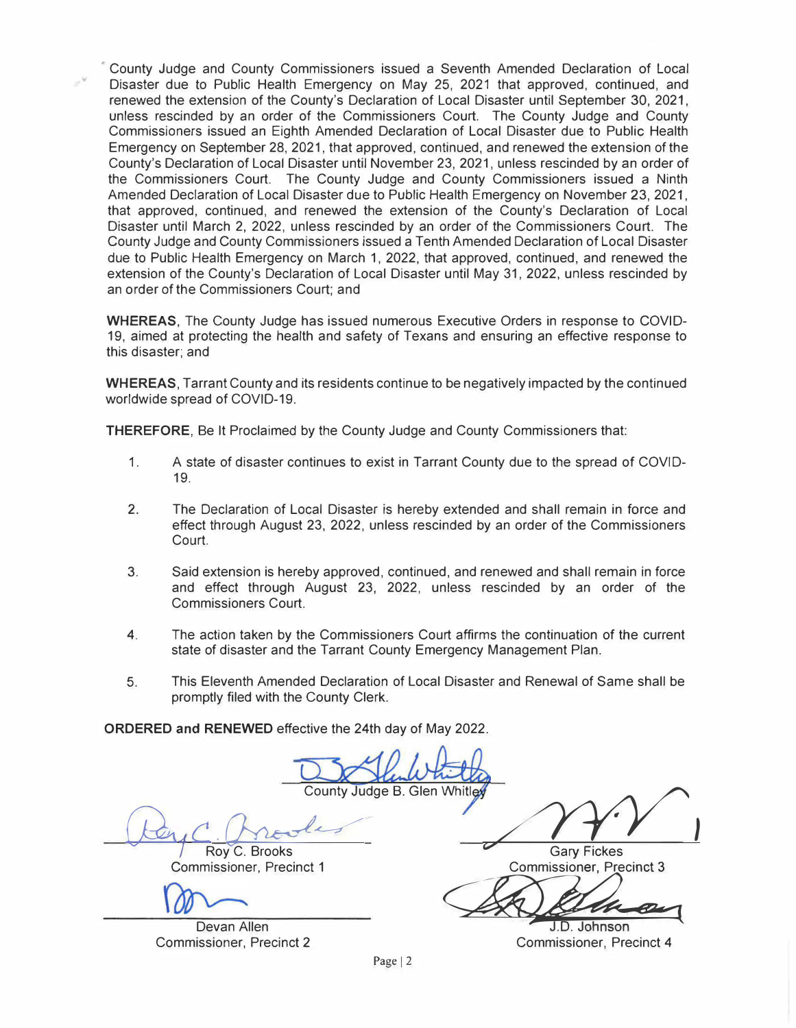County Judge and County Commissioners issued a Seventh Amended Declaration of Local Disaster due to Public Health Emergency on May 25, 2021 that approved, continued, and renewed the extension of the County's Declaration of Local Disaster until September 30, 2021, unless rescinded by an order of the Commissioners Court. The County Judge and County Commissioners issued an Eighth Amended Declaration of Local Disaster due to Public Health Emergency on September 28, 2021, that approved, continued, and renewed the extension of the County's Declaration of Local Disaster until November 23, 2021, unless rescinded by an order of the Commissioners Court. The County Judge and County Commissioners issued a Ninth Amended Declaration of Local Disaster due to Public Health Emergency on November 23, 2021, that approved, continued, and renewed the extension of the County's Declaration of Local Disaster until March 2, 2022, unless rescinded by an order of the Commissioners Court. The County Judge and County Commissioners issued a Tenth Amended Declaration of Local Disaster due to Public Health Emergency on March 1, 2022, that approved, continued, and renewed the extension of the County's Declaration of Local Disaster until May 31, 2022, unless rescinded by an order of the Commissioners Court; and

**WHEREAS**, The County Judge has issued numerous Executive Orders in response to COVID-19, aimed at protecting the health and safety of Texans and ensuring an effective response to this disaster; and

**WHEREAS**, Tarrant County and its residents continue to be negatively impacted by the continued worldwide spread of COVID-19.

**THEREFORE**, Be It Proclaimed by the County Judge and County Commissioners that:

1. A state of disaster continues to exist in Tarrant County due to the spread of COVID-19.

2. The Declaration of Local Disaster is hereby extended and shall remain in force and effect through August 23, 2022, unless rescinded by an order of the Commissioners Court.

3. Said extension is hereby approved, continued, and renewed and shall remain in force and effect through August 23, 2022, unless rescinded by an order of the Commissioners Court.

4. The action taken by the Commissioners Court affirms the continuation of the current state of disaster and the Tarrant County Emergency Management Plan.

5. This Eleventh Amended Declaration of Local Disaster and Renewal of Same shall be promptly filed with the County Clerk.

**ORDERED and RENEWED** effective the 24th day of May 2022.

County Judge B. Glen Whitley

Roy C. Brooks
Commissioner, Precinct 1

Gary Fickes
Commissioner, Precinct 3

Devan Allen
Commissioner, Precinct 2

J.D. Johnson
Commissioner, Precinct 4